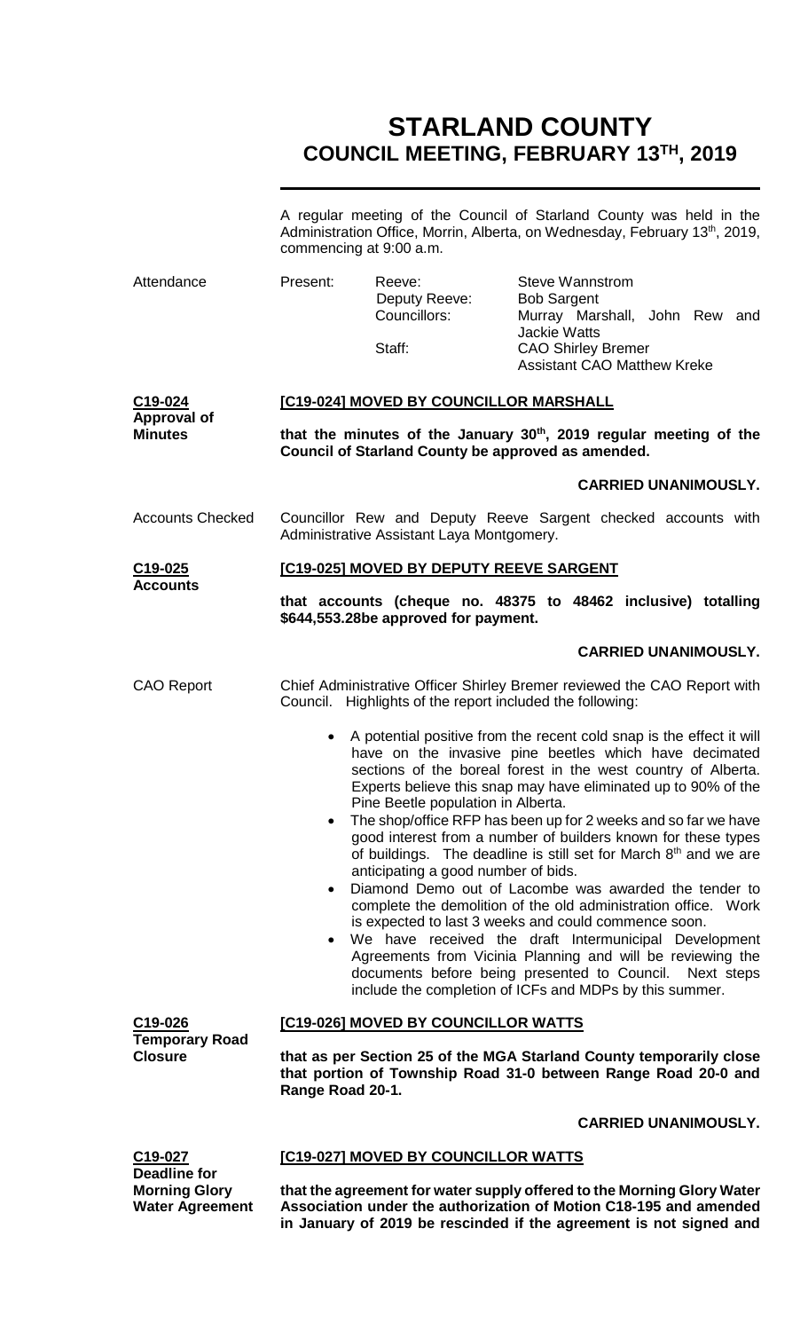# STARLAND COUNTY
## COUNCIL MEETING, FEBRUARY 13TH, 2019

A regular meeting of the Council of Starland County was held in the Administration Office, Morrin, Alberta, on Wednesday, February 13th, 2019, commencing at 9:00 a.m.

**Attendance**

| | | |
|---|---|---|
| Present: | Reeve: | Steve Wannstrom |
| | Deputy Reeve: | Bob Sargent |
| | Councillors: | Murray Marshall, John Rew and Jackie Watts |
| | Staff: | CAO Shirley Bremer |
| | | Assistant CAO Matthew Kreke |

**C19-024 Approval of Minutes**

**[C19-024] MOVED BY COUNCILLOR MARSHALL**

**that the minutes of the January 30th, 2019 regular meeting of the Council of Starland County be approved as amended.**

**CARRIED UNANIMOUSLY.**

**Accounts Checked**

Councillor Rew and Deputy Reeve Sargent checked accounts with Administrative Assistant Laya Montgomery.

**C19-025 Accounts**

**[C19-025] MOVED BY DEPUTY REEVE SARGENT**

**that accounts (cheque no. 48375 to 48462 inclusive) totalling \$644,553.28be approved for payment.**

**CARRIED UNANIMOUSLY.**

**CAO Report**

Chief Administrative Officer Shirley Bremer reviewed the CAO Report with Council. Highlights of the report included the following:

- A potential positive from the recent cold snap is the effect it will have on the invasive pine beetles which have decimated sections of the boreal forest in the west country of Alberta. Experts believe this snap may have eliminated up to 90% of the Pine Beetle population in Alberta.
- The shop/office RFP has been up for 2 weeks and so far we have good interest from a number of builders known for these types of buildings. The deadline is still set for March 8th and we are anticipating a good number of bids.
- Diamond Demo out of Lacombe was awarded the tender to complete the demolition of the old administration office. Work is expected to last 3 weeks and could commence soon.
- We have received the draft Intermunicipal Development Agreements from Vicinia Planning and will be reviewing the documents before being presented to Council. Next steps include the completion of ICFs and MDPs by this summer.

**C19-026 Temporary Road Closure**

**[C19-026] MOVED BY COUNCILLOR WATTS**

**that as per Section 25 of the MGA Starland County temporarily close that portion of Township Road 31-0 between Range Road 20-0 and Range Road 20-1.**

**CARRIED UNANIMOUSLY.**

**C19-027 Deadline for Morning Glory Water Agreement**

**[C19-027] MOVED BY COUNCILLOR WATTS**

**that the agreement for water supply offered to the Morning Glory Water Association under the authorization of Motion C18-195 and amended in January of 2019 be rescinded if the agreement is not signed and**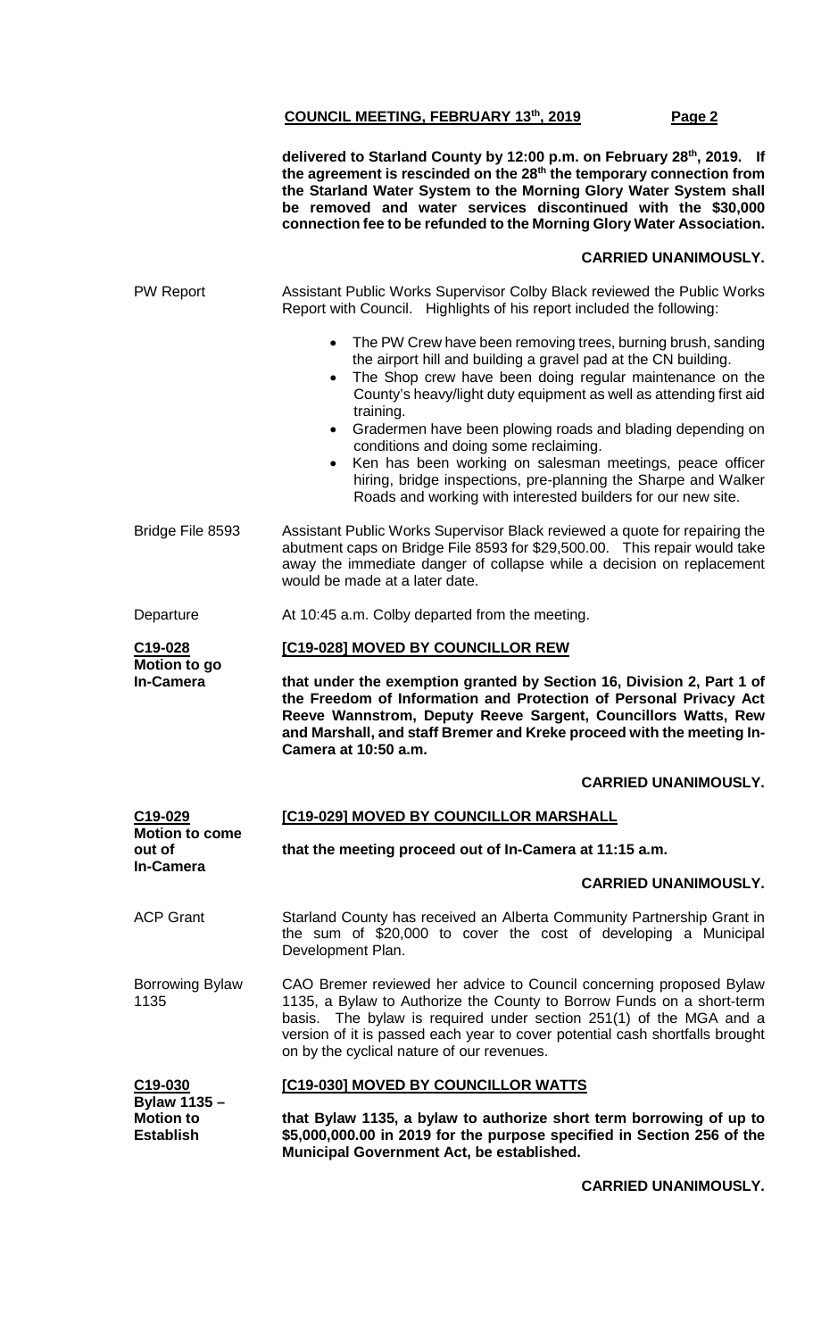**delivered to Starland County by 12:00 p.m. on February 28th, 2019. If the agreement is rescinded on the 28th the temporary connection from the Starland Water System to the Morning Glory Water System shall be removed and water services discontinued with the $30,000 connection fee to be refunded to the Morning Glory Water Association.**

**CARRIED UNANIMOUSLY.**

PW Report

Assistant Public Works Supervisor Colby Black reviewed the Public Works Report with Council. Highlights of his report included the following:

- The PW Crew have been removing trees, burning brush, sanding the airport hill and building a gravel pad at the CN building.
- The Shop crew have been doing regular maintenance on the County's heavy/light duty equipment as well as attending first aid training.
- Gradermen have been plowing roads and blading depending on conditions and doing some reclaiming.
- Ken has been working on salesman meetings, peace officer hiring, bridge inspections, pre-planning the Sharpe and Walker Roads and working with interested builders for our new site.

Bridge File 8593

Assistant Public Works Supervisor Black reviewed a quote for repairing the abutment caps on Bridge File 8593 for $29,500.00. This repair would take away the immediate danger of collapse while a decision on replacement would be made at a later date.

Departure

At 10:45 a.m. Colby departed from the meeting.

**C19-028**
**Motion to go In-Camera**

**[C19-028] MOVED BY COUNCILLOR REW**

**that under the exemption granted by Section 16, Division 2, Part 1 of the Freedom of Information and Protection of Personal Privacy Act Reeve Wannstrom, Deputy Reeve Sargent, Councillors Watts, Rew and Marshall, and staff Bremer and Kreke proceed with the meeting In-Camera at 10:50 a.m.**

**CARRIED UNANIMOUSLY.**

**C19-029**
**Motion to come out of In-Camera**

**[C19-029] MOVED BY COUNCILLOR MARSHALL**

**that the meeting proceed out of In-Camera at 11:15 a.m.**

**CARRIED UNANIMOUSLY.**

ACP Grant

Starland County has received an Alberta Community Partnership Grant in the sum of $20,000 to cover the cost of developing a Municipal Development Plan.

Borrowing Bylaw 1135

CAO Bremer reviewed her advice to Council concerning proposed Bylaw 1135, a Bylaw to Authorize the County to Borrow Funds on a short-term basis. The bylaw is required under section 251(1) of the MGA and a version of it is passed each year to cover potential cash shortfalls brought on by the cyclical nature of our revenues.

**C19-030**
**Bylaw 1135 – Motion to Establish**

**[C19-030] MOVED BY COUNCILLOR WATTS**

**that Bylaw 1135, a bylaw to authorize short term borrowing of up to $5,000,000.00 in 2019 for the purpose specified in Section 256 of the Municipal Government Act, be established.**

**CARRIED UNANIMOUSLY.**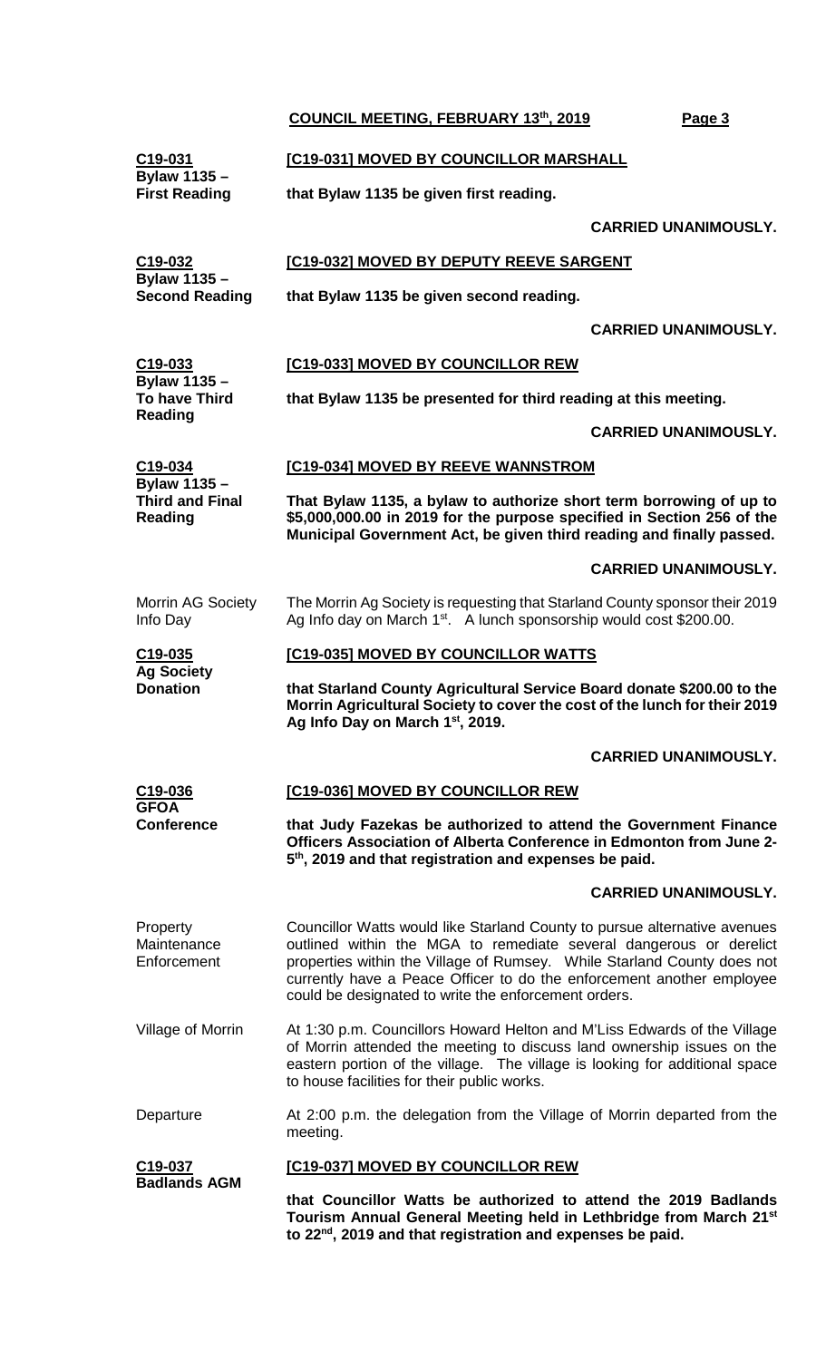**C19-031**
**Bylaw 1135 – First Reading**

**[C19-031] MOVED BY COUNCILLOR MARSHALL**

**that Bylaw 1135 be given first reading.**

**CARRIED UNANIMOUSLY.**

**C19-032**
**Bylaw 1135 – Second Reading**

**[C19-032] MOVED BY DEPUTY REEVE SARGENT**

**that Bylaw 1135 be given second reading.**

**CARRIED UNANIMOUSLY.**

**C19-033**
**Bylaw 1135 – To have Third Reading**

**[C19-033] MOVED BY COUNCILLOR REW**

**that Bylaw 1135 be presented for third reading at this meeting.**

**CARRIED UNANIMOUSLY.**

**C19-034**
**Bylaw 1135 – Third and Final Reading**

**[C19-034] MOVED BY REEVE WANNSTROM**

**That Bylaw 1135, a bylaw to authorize short term borrowing of up to $5,000,000.00 in 2019 for the purpose specified in Section 256 of the Municipal Government Act, be given third reading and finally passed.**

**CARRIED UNANIMOUSLY.**

Morrin AG Society Info Day

The Morrin Ag Society is requesting that Starland County sponsor their 2019 Ag Info day on March 1st. A lunch sponsorship would cost $200.00.

**C19-035**
**Ag Society Donation**

**[C19-035] MOVED BY COUNCILLOR WATTS**

**that Starland County Agricultural Service Board donate $200.00 to the Morrin Agricultural Society to cover the cost of the lunch for their 2019 Ag Info Day on March 1st, 2019.**

**CARRIED UNANIMOUSLY.**

**C19-036**
**GFOA Conference**

**[C19-036] MOVED BY COUNCILLOR REW**

**that Judy Fazekas be authorized to attend the Government Finance Officers Association of Alberta Conference in Edmonton from June 2-5th, 2019 and that registration and expenses be paid.**

**CARRIED UNANIMOUSLY.**

Property Maintenance Enforcement

Councillor Watts would like Starland County to pursue alternative avenues outlined within the MGA to remediate several dangerous or derelict properties within the Village of Rumsey. While Starland County does not currently have a Peace Officer to do the enforcement another employee could be designated to write the enforcement orders.

Village of Morrin

At 1:30 p.m. Councillors Howard Helton and M'Liss Edwards of the Village of Morrin attended the meeting to discuss land ownership issues on the eastern portion of the village. The village is looking for additional space to house facilities for their public works.

Departure

At 2:00 p.m. the delegation from the Village of Morrin departed from the meeting.

**C19-037**
**Badlands AGM**

**[C19-037] MOVED BY COUNCILLOR REW**

**that Councillor Watts be authorized to attend the 2019 Badlands Tourism Annual General Meeting held in Lethbridge from March 21st to 22nd, 2019 and that registration and expenses be paid.**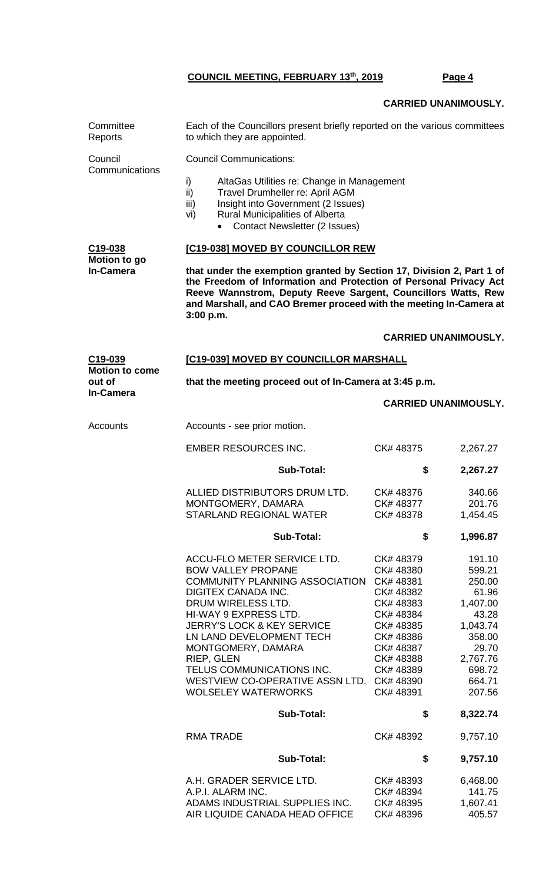**CARRIED UNANIMOUSLY.**

**Committee Reports**

Each of the Councillors present briefly reported on the various committees to which they are appointed.

**Council Communications**

Council Communications:

i) AltaGas Utilities re: Change in Management
ii) Travel Drumheller re: April AGM
iii) Insight into Government (2 Issues)
vi) Rural Municipalities of Alberta
- Contact Newsletter (2 Issues)

**C19-038 Motion to go In-Camera**

**[C19-038] MOVED BY COUNCILLOR REW**

**that under the exemption granted by Section 17, Division 2, Part 1 of the Freedom of Information and Protection of Personal Privacy Act Reeve Wannstrom, Deputy Reeve Sargent, Councillors Watts, Rew and Marshall, and CAO Bremer proceed with the meeting In-Camera at 3:00 p.m.**

**CARRIED UNANIMOUSLY.**

**C19-039 Motion to come out of In-Camera**

**[C19-039] MOVED BY COUNCILLOR MARSHALL**

**that the meeting proceed out of In-Camera at 3:45 p.m.**

**CARRIED UNANIMOUSLY.**

**Accounts**

Accounts - see prior motion.

| Vendor | Cheque | Amount |
|---|---|---|
| EMBER RESOURCES INC. | CK# 48375 | 2,267.27 |
| **Sub-Total:** | **$** | **2,267.27** |
| ALLIED DISTRIBUTORS DRUM LTD. | CK# 48376 | 340.66 |
| MONTGOMERY, DAMARA | CK# 48377 | 201.76 |
| STARLAND REGIONAL WATER | CK# 48378 | 1,454.45 |
| **Sub-Total:** | **$** | **1,996.87** |
| ACCU-FLO METER SERVICE LTD. | CK# 48379 | 191.10 |
| BOW VALLEY PROPANE | CK# 48380 | 599.21 |
| COMMUNITY PLANNING ASSOCIATION | CK# 48381 | 250.00 |
| DIGITEX CANADA INC. | CK# 48382 | 61.96 |
| DRUM WIRELESS LTD. | CK# 48383 | 1,407.00 |
| HI-WAY 9 EXPRESS LTD. | CK# 48384 | 43.28 |
| JERRY'S LOCK & KEY SERVICE | CK# 48385 | 1,043.74 |
| LN LAND DEVELOPMENT TECH | CK# 48386 | 358.00 |
| MONTGOMERY, DAMARA | CK# 48387 | 29.70 |
| RIEP, GLEN | CK# 48388 | 2,767.76 |
| TELUS COMMUNICATIONS INC. | CK# 48389 | 698.72 |
| WESTVIEW CO-OPERATIVE ASSN LTD. | CK# 48390 | 664.71 |
| WOLSELEY WATERWORKS | CK# 48391 | 207.56 |
| **Sub-Total:** | **$** | **8,322.74** |
| RMA TRADE | CK# 48392 | 9,757.10 |
| **Sub-Total:** | **$** | **9,757.10** |
| A.H. GRADER SERVICE LTD. | CK# 48393 | 6,468.00 |
| A.P.I. ALARM INC. | CK# 48394 | 141.75 |
| ADAMS INDUSTRIAL SUPPLIES INC. | CK# 48395 | 1,607.41 |
| AIR LIQUIDE CANADA HEAD OFFICE | CK# 48396 | 405.57 |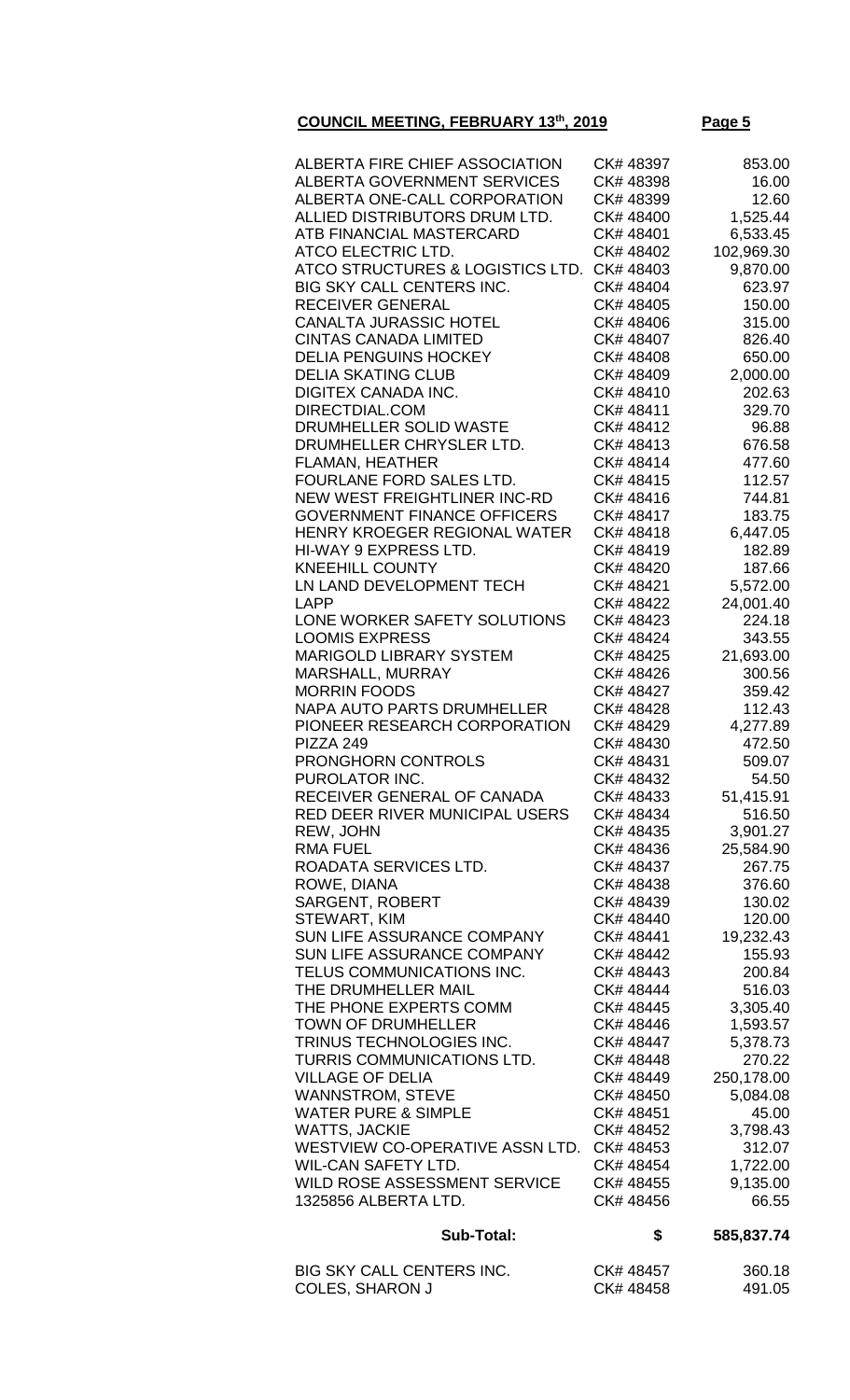**COUNCIL MEETING, FEBRUARY 13th, 2019**

| | | |
|---|---|---|
| ALBERTA FIRE CHIEF ASSOCIATION | CK# 48397 | 853.00 |
| ALBERTA GOVERNMENT SERVICES | CK# 48398 | 16.00 |
| ALBERTA ONE-CALL CORPORATION | CK# 48399 | 12.60 |
| ALLIED DISTRIBUTORS DRUM LTD. | CK# 48400 | 1,525.44 |
| ATB FINANCIAL MASTERCARD | CK# 48401 | 6,533.45 |
| ATCO ELECTRIC LTD. | CK# 48402 | 102,969.30 |
| ATCO STRUCTURES & LOGISTICS LTD. | CK# 48403 | 9,870.00 |
| BIG SKY CALL CENTERS INC. | CK# 48404 | 623.97 |
| RECEIVER GENERAL | CK# 48405 | 150.00 |
| CANALTA JURASSIC HOTEL | CK# 48406 | 315.00 |
| CINTAS CANADA LIMITED | CK# 48407 | 826.40 |
| DELIA PENGUINS HOCKEY | CK# 48408 | 650.00 |
| DELIA SKATING CLUB | CK# 48409 | 2,000.00 |
| DIGITEX CANADA INC. | CK# 48410 | 202.63 |
| DIRECTDIAL.COM | CK# 48411 | 329.70 |
| DRUMHELLER SOLID WASTE | CK# 48412 | 96.88 |
| DRUMHELLER CHRYSLER LTD. | CK# 48413 | 676.58 |
| FLAMAN, HEATHER | CK# 48414 | 477.60 |
| FOURLANE FORD SALES LTD. | CK# 48415 | 112.57 |
| NEW WEST FREIGHTLINER INC-RD | CK# 48416 | 744.81 |
| GOVERNMENT FINANCE OFFICERS | CK# 48417 | 183.75 |
| HENRY KROEGER REGIONAL WATER | CK# 48418 | 6,447.05 |
| HI-WAY 9 EXPRESS LTD. | CK# 48419 | 182.89 |
| KNEEHILL COUNTY | CK# 48420 | 187.66 |
| LN LAND DEVELOPMENT TECH | CK# 48421 | 5,572.00 |
| LAPP | CK# 48422 | 24,001.40 |
| LONE WORKER SAFETY SOLUTIONS | CK# 48423 | 224.18 |
| LOOMIS EXPRESS | CK# 48424 | 343.55 |
| MARIGOLD LIBRARY SYSTEM | CK# 48425 | 21,693.00 |
| MARSHALL, MURRAY | CK# 48426 | 300.56 |
| MORRIN FOODS | CK# 48427 | 359.42 |
| NAPA AUTO PARTS DRUMHELLER | CK# 48428 | 112.43 |
| PIONEER RESEARCH CORPORATION | CK# 48429 | 4,277.89 |
| PIZZA 249 | CK# 48430 | 472.50 |
| PRONGHORN CONTROLS | CK# 48431 | 509.07 |
| PUROLATOR INC. | CK# 48432 | 54.50 |
| RECEIVER GENERAL OF CANADA | CK# 48433 | 51,415.91 |
| RED DEER RIVER MUNICIPAL USERS | CK# 48434 | 516.50 |
| REW, JOHN | CK# 48435 | 3,901.27 |
| RMA FUEL | CK# 48436 | 25,584.90 |
| ROADATA SERVICES LTD. | CK# 48437 | 267.75 |
| ROWE, DIANA | CK# 48438 | 376.60 |
| SARGENT, ROBERT | CK# 48439 | 130.02 |
| STEWART, KIM | CK# 48440 | 120.00 |
| SUN LIFE ASSURANCE COMPANY | CK# 48441 | 19,232.43 |
| SUN LIFE ASSURANCE COMPANY | CK# 48442 | 155.93 |
| TELUS COMMUNICATIONS INC. | CK# 48443 | 200.84 |
| THE DRUMHELLER MAIL | CK# 48444 | 516.03 |
| THE PHONE EXPERTS COMM | CK# 48445 | 3,305.40 |
| TOWN OF DRUMHELLER | CK# 48446 | 1,593.57 |
| TRINUS TECHNOLOGIES INC. | CK# 48447 | 5,378.73 |
| TURRIS COMMUNICATIONS LTD. | CK# 48448 | 270.22 |
| VILLAGE OF DELIA | CK# 48449 | 250,178.00 |
| WANNSTROM, STEVE | CK# 48450 | 5,084.08 |
| WATER PURE & SIMPLE | CK# 48451 | 45.00 |
| WATTS, JACKIE | CK# 48452 | 3,798.43 |
| WESTVIEW CO-OPERATIVE ASSN LTD. | CK# 48453 | 312.07 |
| WIL-CAN SAFETY LTD. | CK# 48454 | 1,722.00 |
| WILD ROSE ASSESSMENT SERVICE | CK# 48455 | 9,135.00 |
| 1325856 ALBERTA LTD. | CK# 48456 | 66.55 |
| **Sub-Total:** | **$** | **585,837.74** |
| BIG SKY CALL CENTERS INC. | CK# 48457 | 360.18 |
| COLES, SHARON J | CK# 48458 | 491.05 |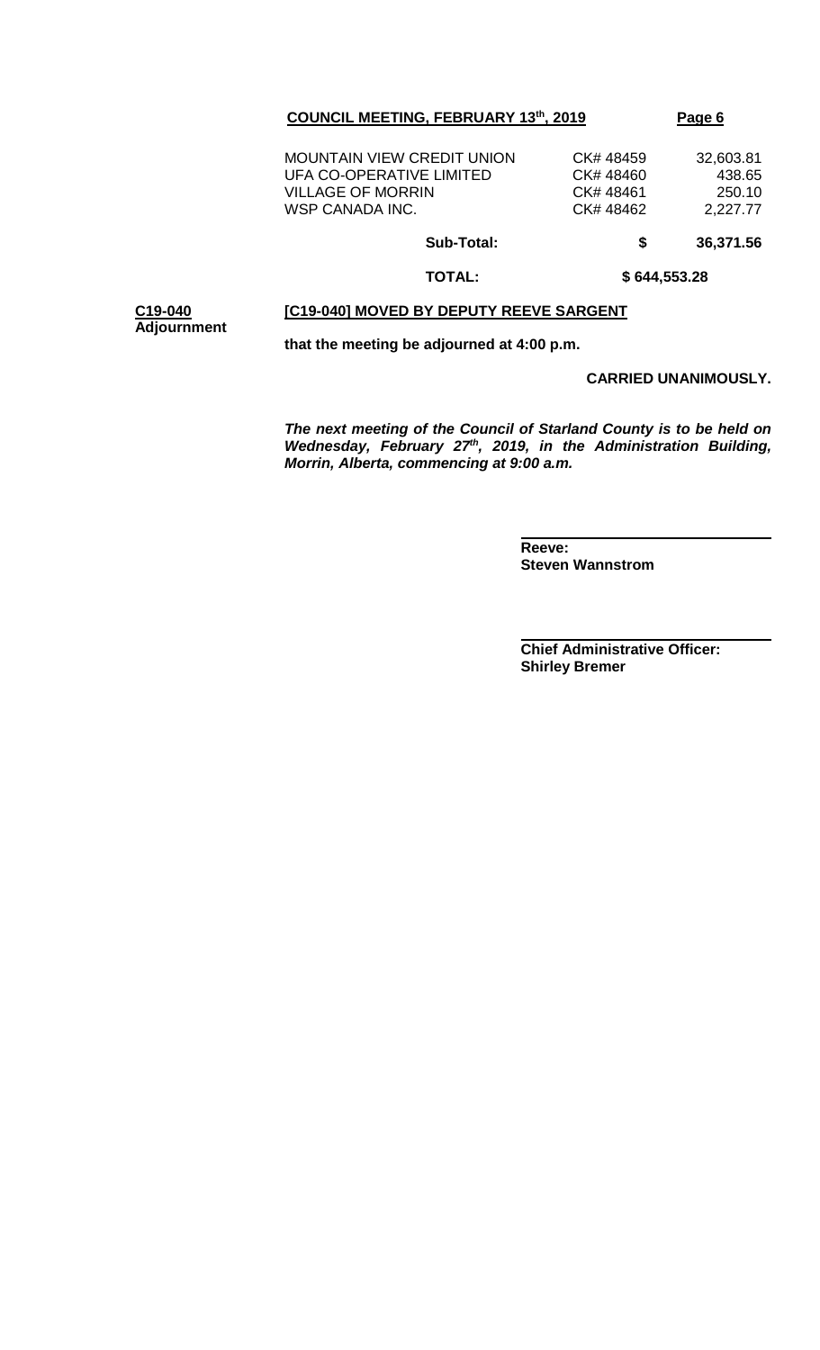| | | |
|---|---|---|
| MOUNTAIN VIEW CREDIT UNION | CK# 48459 | 32,603.81 |
| UFA CO-OPERATIVE LIMITED | CK# 48460 | 438.65 |
| VILLAGE OF MORRIN | CK# 48461 | 250.10 |
| WSP CANADA INC. | CK# 48462 | 2,227.77 |
| **Sub-Total:** | **$** | **36,371.56** |
| **TOTAL:** | **$ 644,553.28** | |

**C19-040**
**Adjournment**

**[C19-040] MOVED BY DEPUTY REEVE SARGENT**

**that the meeting be adjourned at 4:00 p.m.**

**CARRIED UNANIMOUSLY.**

***The next meeting of the Council of Starland County is to be held on Wednesday, February 27th, 2019, in the Administration Building, Morrin, Alberta, commencing at 9:00 a.m.***

**Reeve:**
**Steven Wannstrom**

**Chief Administrative Officer:**
**Shirley Bremer**